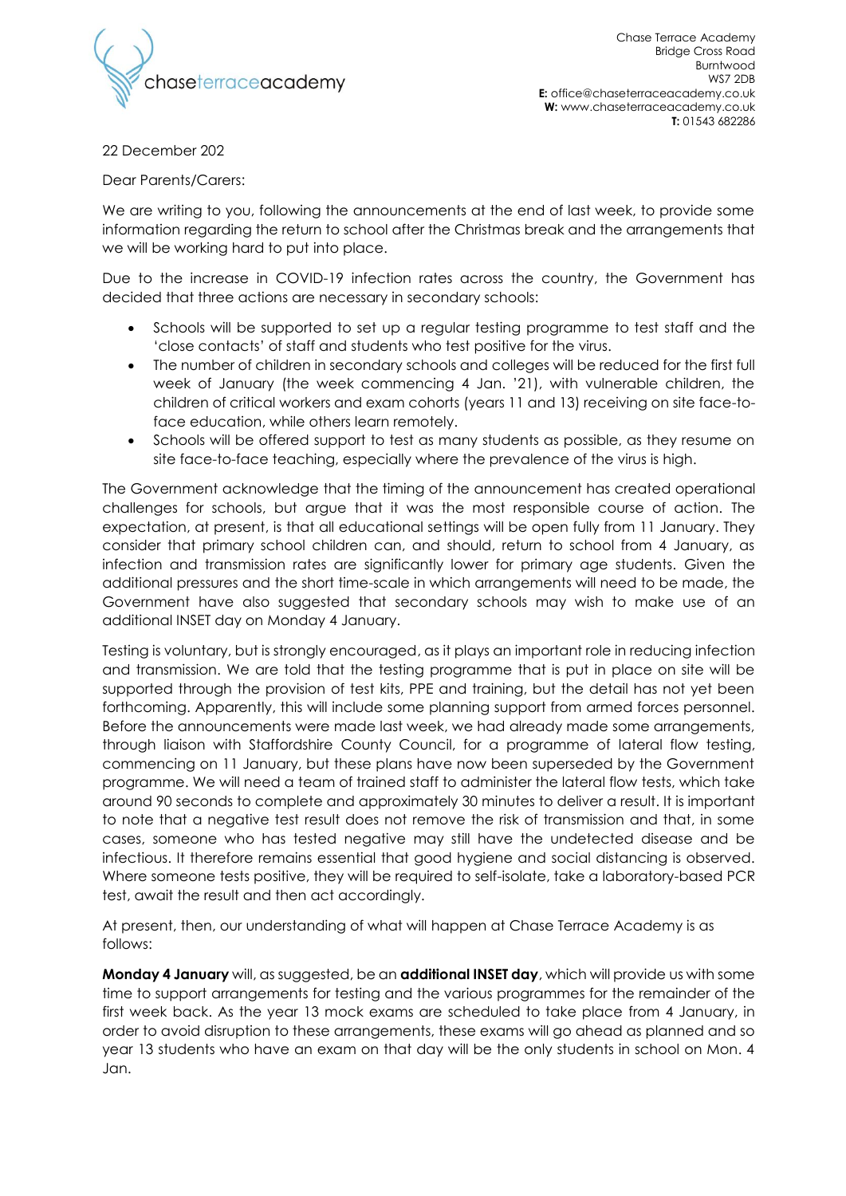Chase Terrace Academy
Bridge Cross Road
Burntwood
WS7 2DB
**E:** office@chaseterraceacademy.co.uk
**W:** www.chaseterraceacademy.co.uk
**T:** 01543 682286

22 December 202

Dear Parents/Carers:

We are writing to you, following the announcements at the end of last week, to provide some information regarding the return to school after the Christmas break and the arrangements that we will be working hard to put into place.

Due to the increase in COVID-19 infection rates across the country, the Government has decided that three actions are necessary in secondary schools:

- Schools will be supported to set up a regular testing programme to test staff and the 'close contacts' of staff and students who test positive for the virus.
- The number of children in secondary schools and colleges will be reduced for the first full week of January (the week commencing 4 Jan. '21), with vulnerable children, the children of critical workers and exam cohorts (years 11 and 13) receiving on site face-to-face education, while others learn remotely.
- Schools will be offered support to test as many students as possible, as they resume on site face-to-face teaching, especially where the prevalence of the virus is high.

The Government acknowledge that the timing of the announcement has created operational challenges for schools, but argue that it was the most responsible course of action. The expectation, at present, is that all educational settings will be open fully from 11 January. They consider that primary school children can, and should, return to school from 4 January, as infection and transmission rates are significantly lower for primary age students. Given the additional pressures and the short time-scale in which arrangements will need to be made, the Government have also suggested that secondary schools may wish to make use of an additional INSET day on Monday 4 January.

Testing is voluntary, but is strongly encouraged, as it plays an important role in reducing infection and transmission. We are told that the testing programme that is put in place on site will be supported through the provision of test kits, PPE and training, but the detail has not yet been forthcoming. Apparently, this will include some planning support from armed forces personnel. Before the announcements were made last week, we had already made some arrangements, through liaison with Staffordshire County Council, for a programme of lateral flow testing, commencing on 11 January, but these plans have now been superseded by the Government programme. We will need a team of trained staff to administer the lateral flow tests, which take around 90 seconds to complete and approximately 30 minutes to deliver a result. It is important to note that a negative test result does not remove the risk of transmission and that, in some cases, someone who has tested negative may still have the undetected disease and be infectious. It therefore remains essential that good hygiene and social distancing is observed. Where someone tests positive, they will be required to self-isolate, take a laboratory-based PCR test, await the result and then act accordingly.

At present, then, our understanding of what will happen at Chase Terrace Academy is as follows:

**Monday 4 January** will, as suggested, be an **additional INSET day**, which will provide us with some time to support arrangements for testing and the various programmes for the remainder of the first week back. As the year 13 mock exams are scheduled to take place from 4 January, in order to avoid disruption to these arrangements, these exams will go ahead as planned and so year 13 students who have an exam on that day will be the only students in school on Mon. 4 Jan.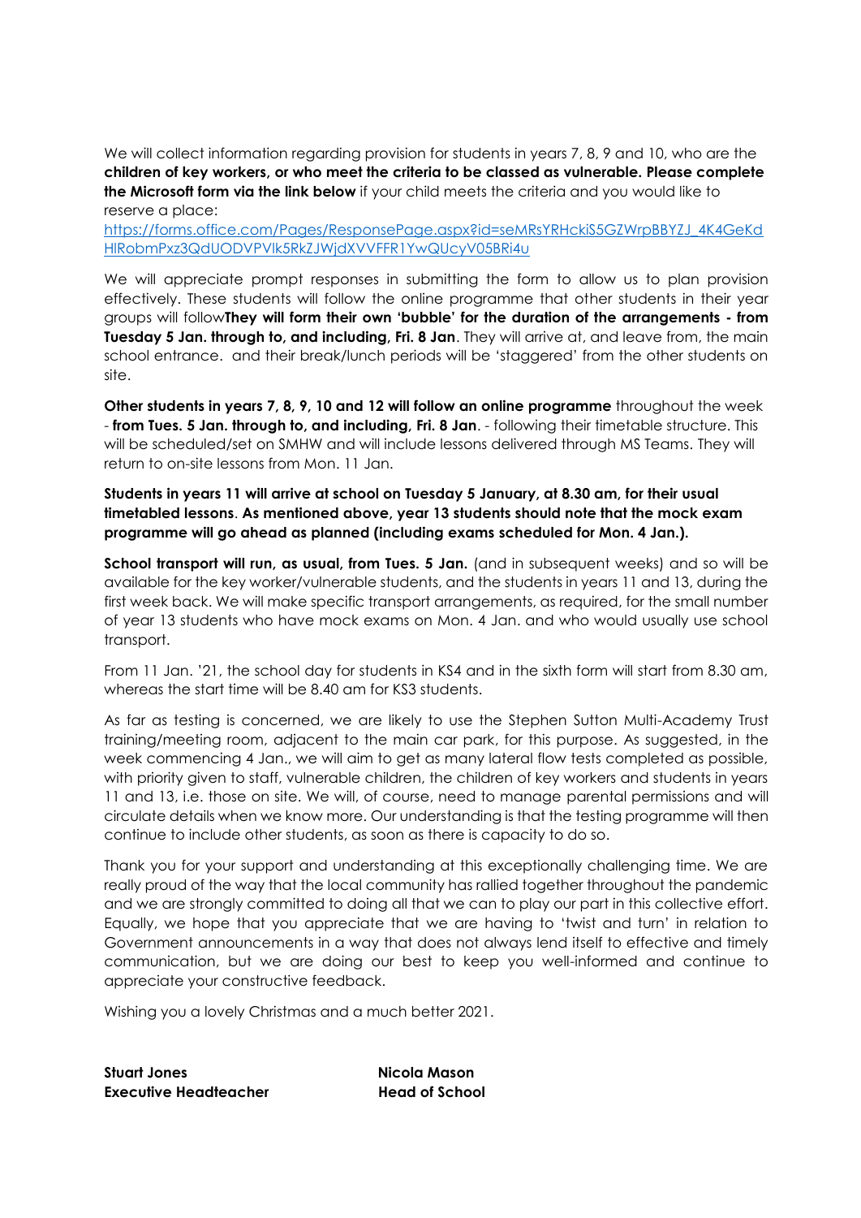We will collect information regarding provision for students in years 7, 8, 9 and 10, who are the **children of key workers, or who meet the criteria to be classed as vulnerable. Please complete the Microsoft form via the link below** if your child meets the criteria and you would like to reserve a place:
[https://forms.office.com/Pages/ResponsePage.aspx?id=seMRsYRHckiS5GZWrpBBYZJ_4K4GeKdHlRobmPxz3QdUODVPVlk5RkZJWjdXVVFFR1YwQUcyV05BRi4u](https://forms.office.com/Pages/ResponsePage.aspx?id=seMRsYRHckiS5GZWrpBBYZJ_4K4GeKdHlRobmPxz3QdUODVPVlk5RkZJWjdXVVFFR1YwQUcyV05BRi4u)

We will appreciate prompt responses in submitting the form to allow us to plan provision effectively. These students will follow the online programme that other students in their year groups will follow**They will form their own 'bubble' for the duration of the arrangements - from Tuesday 5 Jan. through to, and including, Fri. 8 Jan**. They will arrive at, and leave from, the main school entrance. and their break/lunch periods will be 'staggered' from the other students on site.

**Other students in years 7, 8, 9, 10 and 12 will follow an online programme** throughout the week - **from Tues. 5 Jan. through to, and including, Fri. 8 Jan**. - following their timetable structure. This will be scheduled/set on SMHW and will include lessons delivered through MS Teams. They will return to on-site lessons from Mon. 11 Jan.

**Students in years 11 will arrive at school on Tuesday 5 January, at 8.30 am, for their usual timetabled lessons**. **As mentioned above, year 13 students should note that the mock exam programme will go ahead as planned (including exams scheduled for Mon. 4 Jan.).**

**School transport will run, as usual, from Tues. 5 Jan.** (and in subsequent weeks) and so will be available for the key worker/vulnerable students, and the students in years 11 and 13, during the first week back. We will make specific transport arrangements, as required, for the small number of year 13 students who have mock exams on Mon. 4 Jan. and who would usually use school transport.

From 11 Jan. '21, the school day for students in KS4 and in the sixth form will start from 8.30 am, whereas the start time will be 8.40 am for KS3 students.

As far as testing is concerned, we are likely to use the Stephen Sutton Multi-Academy Trust training/meeting room, adjacent to the main car park, for this purpose. As suggested, in the week commencing 4 Jan., we will aim to get as many lateral flow tests completed as possible, with priority given to staff, vulnerable children, the children of key workers and students in years 11 and 13, i.e. those on site. We will, of course, need to manage parental permissions and will circulate details when we know more. Our understanding is that the testing programme will then continue to include other students, as soon as there is capacity to do so.

Thank you for your support and understanding at this exceptionally challenging time. We are really proud of the way that the local community has rallied together throughout the pandemic and we are strongly committed to doing all that we can to play our part in this collective effort. Equally, we hope that you appreciate that we are having to 'twist and turn' in relation to Government announcements in a way that does not always lend itself to effective and timely communication, but we are doing our best to keep you well-informed and continue to appreciate your constructive feedback.

Wishing you a lovely Christmas and a much better 2021.

**Stuart Jones**
**Executive Headteacher**

**Nicola Mason**
**Head of School**